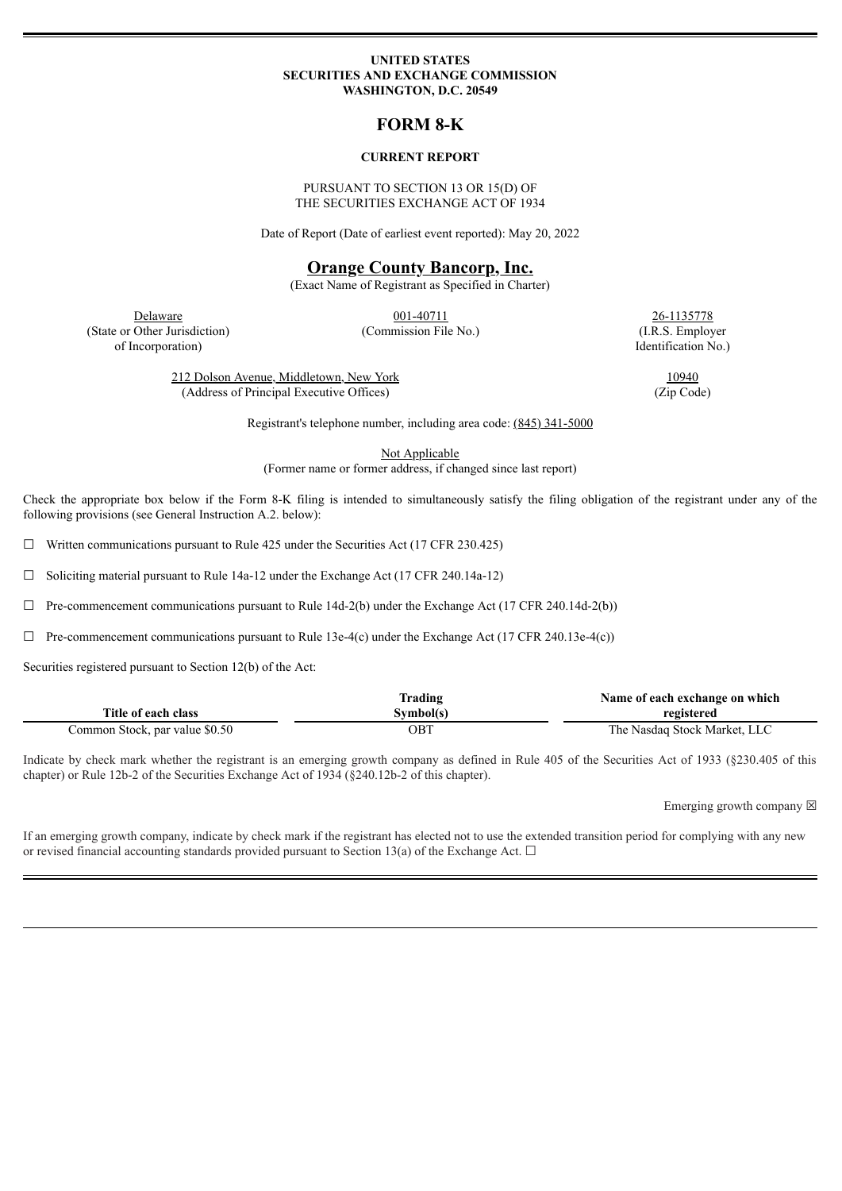**UNITED STATES**
**SECURITIES AND EXCHANGE COMMISSION**
**WASHINGTON, D.C. 20549**

# FORM 8-K

**CURRENT REPORT**

PURSUANT TO SECTION 13 OR 15(D) OF
THE SECURITIES EXCHANGE ACT OF 1934

Date of Report (Date of earliest event reported): May 20, 2022

## Orange County Bancorp, Inc.

(Exact Name of Registrant as Specified in Charter)

| Delaware | 001-40711 | 26-1135778 |
|---|---|---|
| (State or Other Jurisdiction of Incorporation) | (Commission File No.) | (I.R.S. Employer Identification No.) |

| 212 Dolson Avenue, Middletown, New York | 10940 |
|---|---|
| (Address of Principal Executive Offices) | (Zip Code) |

Registrant's telephone number, including area code: (845) 341-5000

Not Applicable
(Former name or former address, if changed since last report)

Check the appropriate box below if the Form 8-K filing is intended to simultaneously satisfy the filing obligation of the registrant under any of the following provisions (see General Instruction A.2. below):

☐ Written communications pursuant to Rule 425 under the Securities Act (17 CFR 230.425)

☐ Soliciting material pursuant to Rule 14a-12 under the Exchange Act (17 CFR 240.14a-12)

☐ Pre-commencement communications pursuant to Rule 14d-2(b) under the Exchange Act (17 CFR 240.14d-2(b))

☐ Pre-commencement communications pursuant to Rule 13e-4(c) under the Exchange Act (17 CFR 240.13e-4(c))

Securities registered pursuant to Section 12(b) of the Act:

| Title of each class | Trading Symbol(s) | Name of each exchange on which registered |
|---|---|---|
| Common Stock, par value $0.50 | OBT | The Nasdaq Stock Market, LLC |

Indicate by check mark whether the registrant is an emerging growth company as defined in Rule 405 of the Securities Act of 1933 (§230.405 of this chapter) or Rule 12b-2 of the Securities Exchange Act of 1934 (§240.12b-2 of this chapter).

Emerging growth company ☒

If an emerging growth company, indicate by check mark if the registrant has elected not to use the extended transition period for complying with any new or revised financial accounting standards provided pursuant to Section 13(a) of the Exchange Act. ☐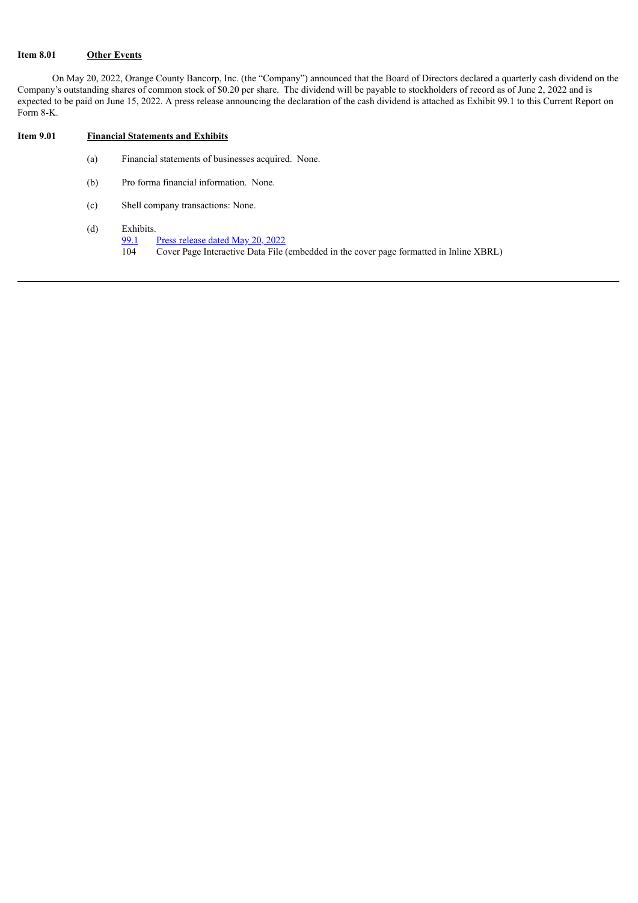**Item 8.01 Other Events**

On May 20, 2022, Orange County Bancorp, Inc. (the "Company") announced that the Board of Directors declared a quarterly cash dividend on the Company's outstanding shares of common stock of $0.20 per share. The dividend will be payable to stockholders of record as of June 2, 2022 and is expected to be paid on June 15, 2022. A press release announcing the declaration of the cash dividend is attached as Exhibit 99.1 to this Current Report on Form 8-K.

**Item 9.01 Financial Statements and Exhibits**

(a) Financial statements of businesses acquired. None.

(b) Pro forma financial information. None.

(c) Shell company transactions: None.

(d) Exhibits.

99.1 Press release dated May 20, 2022

104 Cover Page Interactive Data File (embedded in the cover page formatted in Inline XBRL)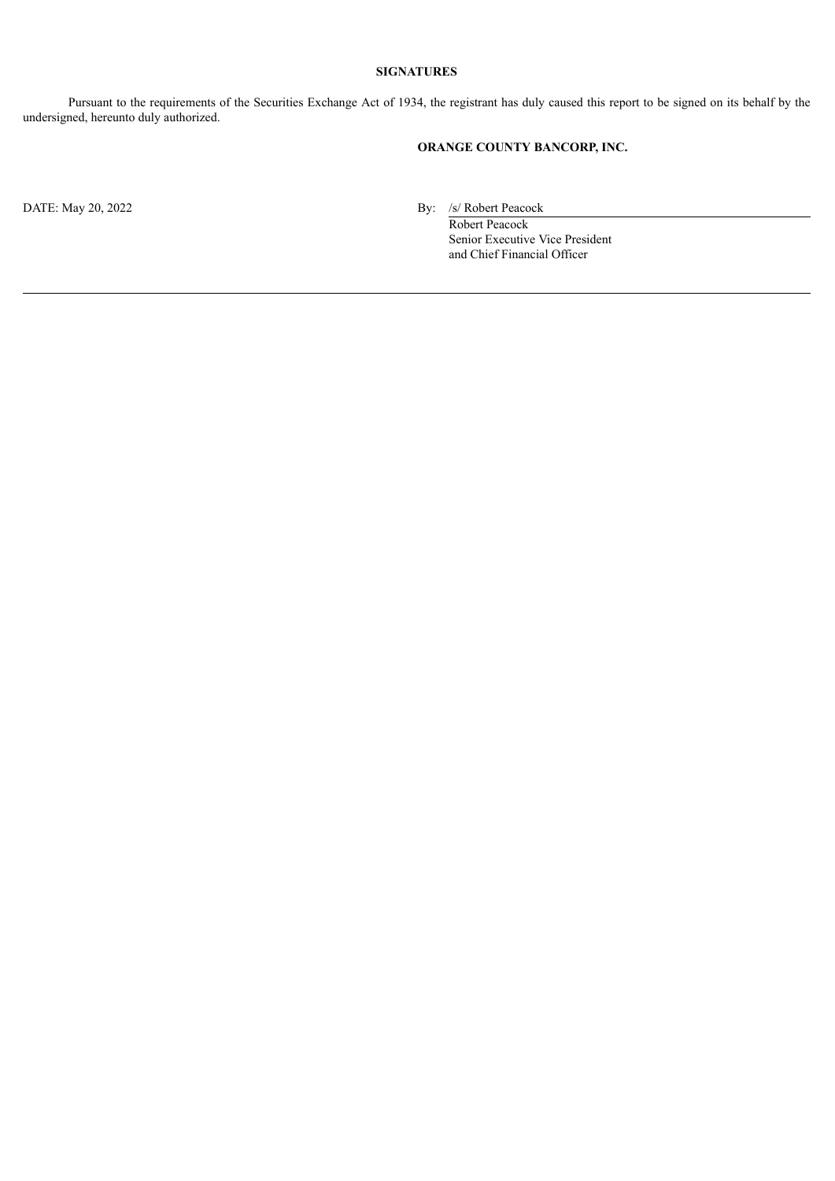**SIGNATURES**

Pursuant to the requirements of the Securities Exchange Act of 1934, the registrant has duly caused this report to be signed on its behalf by the undersigned, hereunto duly authorized.

**ORANGE COUNTY BANCORP, INC.**

DATE: May 20, 2022

By: /s/ Robert Peacock
Robert Peacock
Senior Executive Vice President
and Chief Financial Officer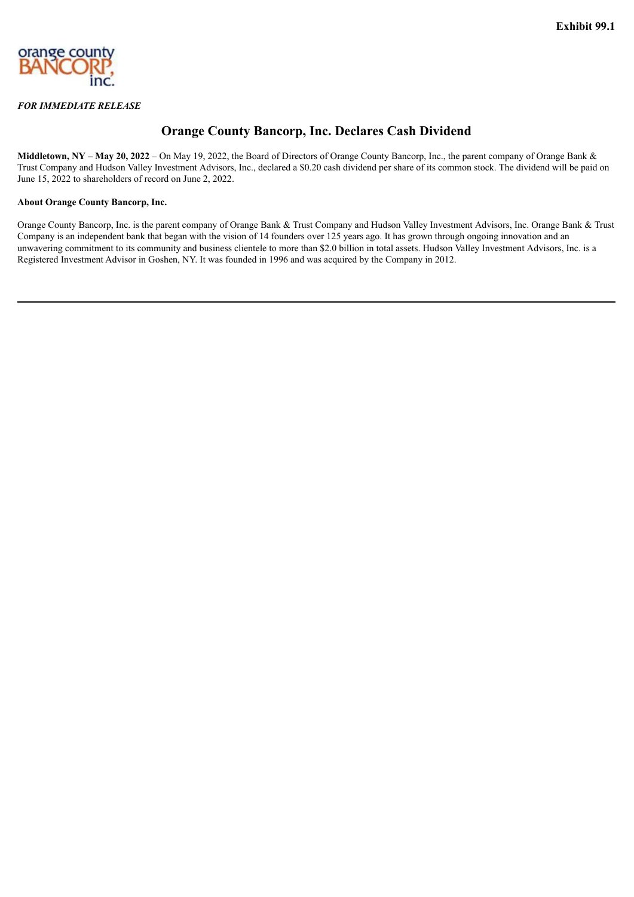Exhibit 99.1

*FOR IMMEDIATE RELEASE*

# Orange County Bancorp, Inc. Declares Cash Dividend

**Middletown, NY – May 20, 2022** – On May 19, 2022, the Board of Directors of Orange County Bancorp, Inc., the parent company of Orange Bank & Trust Company and Hudson Valley Investment Advisors, Inc., declared a $0.20 cash dividend per share of its common stock. The dividend will be paid on June 15, 2022 to shareholders of record on June 2, 2022.

**About Orange County Bancorp, Inc.**

Orange County Bancorp, Inc. is the parent company of Orange Bank & Trust Company and Hudson Valley Investment Advisors, Inc. Orange Bank & Trust Company is an independent bank that began with the vision of 14 founders over 125 years ago. It has grown through ongoing innovation and an unwavering commitment to its community and business clientele to more than $2.0 billion in total assets. Hudson Valley Investment Advisors, Inc. is a Registered Investment Advisor in Goshen, NY. It was founded in 1996 and was acquired by the Company in 2012.